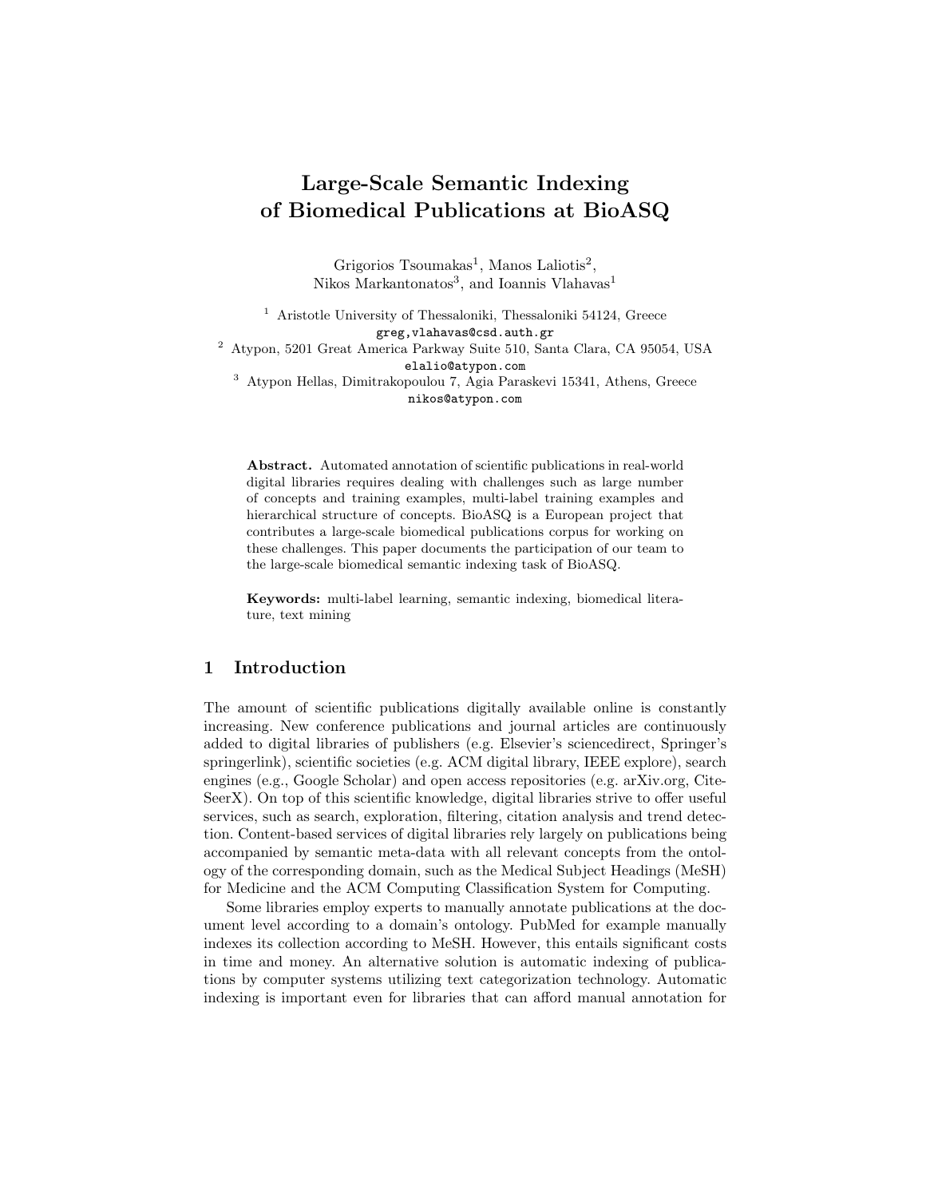# Large-Scale Semantic Indexing of Biomedical Publications at BioASQ

Grigorios Tsoumakas[1], Manos Laliotis[2], Nikos Markantonatos[3], and Ioannis Vlahavas[1]

[1] Aristotle University of Thessaloniki, Thessaloniki 54124, Greece
greg,vlahavas@csd.auth.gr

[2] Atypon, 5201 Great America Parkway Suite 510, Santa Clara, CA 95054, USA
elalio@atypon.com

[3] Atypon Hellas, Dimitrakopoulou 7, Agia Paraskevi 15341, Athens, Greece
nikos@atypon.com

**Abstract.** Automated annotation of scientific publications in real-world digital libraries requires dealing with challenges such as large number of concepts and training examples, multi-label training examples and hierarchical structure of concepts. BioASQ is a European project that contributes a large-scale biomedical publications corpus for working on these challenges. This paper documents the participation of our team to the large-scale biomedical semantic indexing task of BioASQ.

**Keywords:** multi-label learning, semantic indexing, biomedical literature, text mining

## 1 Introduction

The amount of scientific publications digitally available online is constantly increasing. New conference publications and journal articles are continuously added to digital libraries of publishers (e.g. Elsevier's sciencedirect, Springer's springerlink), scientific societies (e.g. ACM digital library, IEEE explore), search engines (e.g., Google Scholar) and open access repositories (e.g. arXiv.org, CiteSeerX). On top of this scientific knowledge, digital libraries strive to offer useful services, such as search, exploration, filtering, citation analysis and trend detection. Content-based services of digital libraries rely largely on publications being accompanied by semantic meta-data with all relevant concepts from the ontology of the corresponding domain, such as the Medical Subject Headings (MeSH) for Medicine and the ACM Computing Classification System for Computing.

Some libraries employ experts to manually annotate publications at the document level according to a domain's ontology. PubMed for example manually indexes its collection according to MeSH. However, this entails significant costs in time and money. An alternative solution is automatic indexing of publications by computer systems utilizing text categorization technology. Automatic indexing is important even for libraries that can afford manual annotation for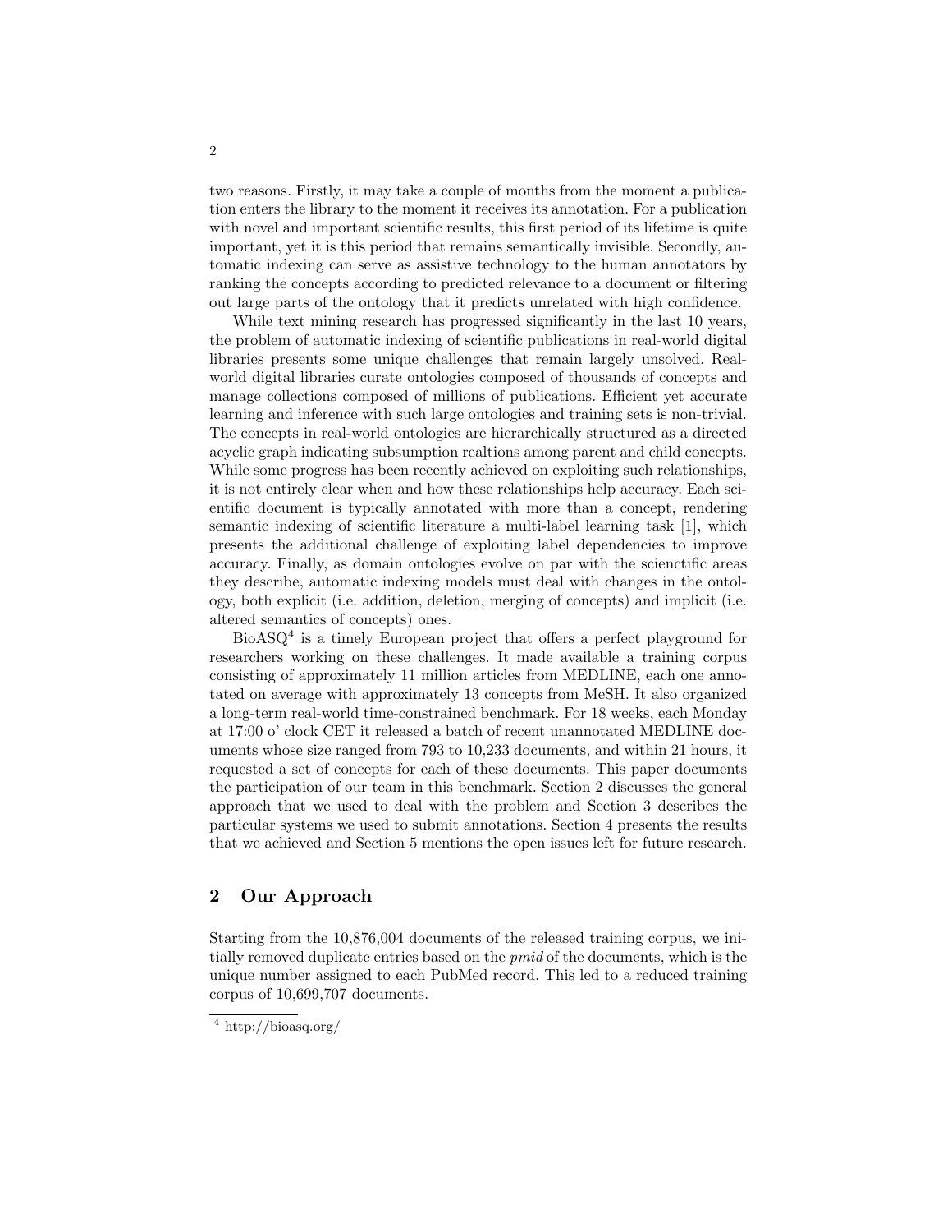two reasons. Firstly, it may take a couple of months from the moment a publication enters the library to the moment it receives its annotation. For a publication with novel and important scientific results, this first period of its lifetime is quite important, yet it is this period that remains semantically invisible. Secondly, automatic indexing can serve as assistive technology to the human annotators by ranking the concepts according to predicted relevance to a document or filtering out large parts of the ontology that it predicts unrelated with high confidence.

While text mining research has progressed significantly in the last 10 years, the problem of automatic indexing of scientific publications in real-world digital libraries presents some unique challenges that remain largely unsolved. Real-world digital libraries curate ontologies composed of thousands of concepts and manage collections composed of millions of publications. Efficient yet accurate learning and inference with such large ontologies and training sets is non-trivial. The concepts in real-world ontologies are hierarchically structured as a directed acyclic graph indicating subsumption realtions among parent and child concepts. While some progress has been recently achieved on exploiting such relationships, it is not entirely clear when and how these relationships help accuracy. Each scientific document is typically annotated with more than a concept, rendering semantic indexing of scientific literature a multi-label learning task [1], which presents the additional challenge of exploiting label dependencies to improve accuracy. Finally, as domain ontologies evolve on par with the scienctific areas they describe, automatic indexing models must deal with changes in the ontology, both explicit (i.e. addition, deletion, merging of concepts) and implicit (i.e. altered semantics of concepts) ones.

BioASQ[4] is a timely European project that offers a perfect playground for researchers working on these challenges. It made available a training corpus consisting of approximately 11 million articles from MEDLINE, each one annotated on average with approximately 13 concepts from MeSH. It also organized a long-term real-world time-constrained benchmark. For 18 weeks, each Monday at 17:00 o' clock CET it released a batch of recent unannotated MEDLINE documents whose size ranged from 793 to 10,233 documents, and within 21 hours, it requested a set of concepts for each of these documents. This paper documents the participation of our team in this benchmark. Section 2 discusses the general approach that we used to deal with the problem and Section 3 describes the particular systems we used to submit annotations. Section 4 presents the results that we achieved and Section 5 mentions the open issues left for future research.

## 2 Our Approach

Starting from the 10,876,004 documents of the released training corpus, we initially removed duplicate entries based on the *pmid* of the documents, which is the unique number assigned to each PubMed record. This led to a reduced training corpus of 10,699,707 documents.

[4] http://bioasq.org/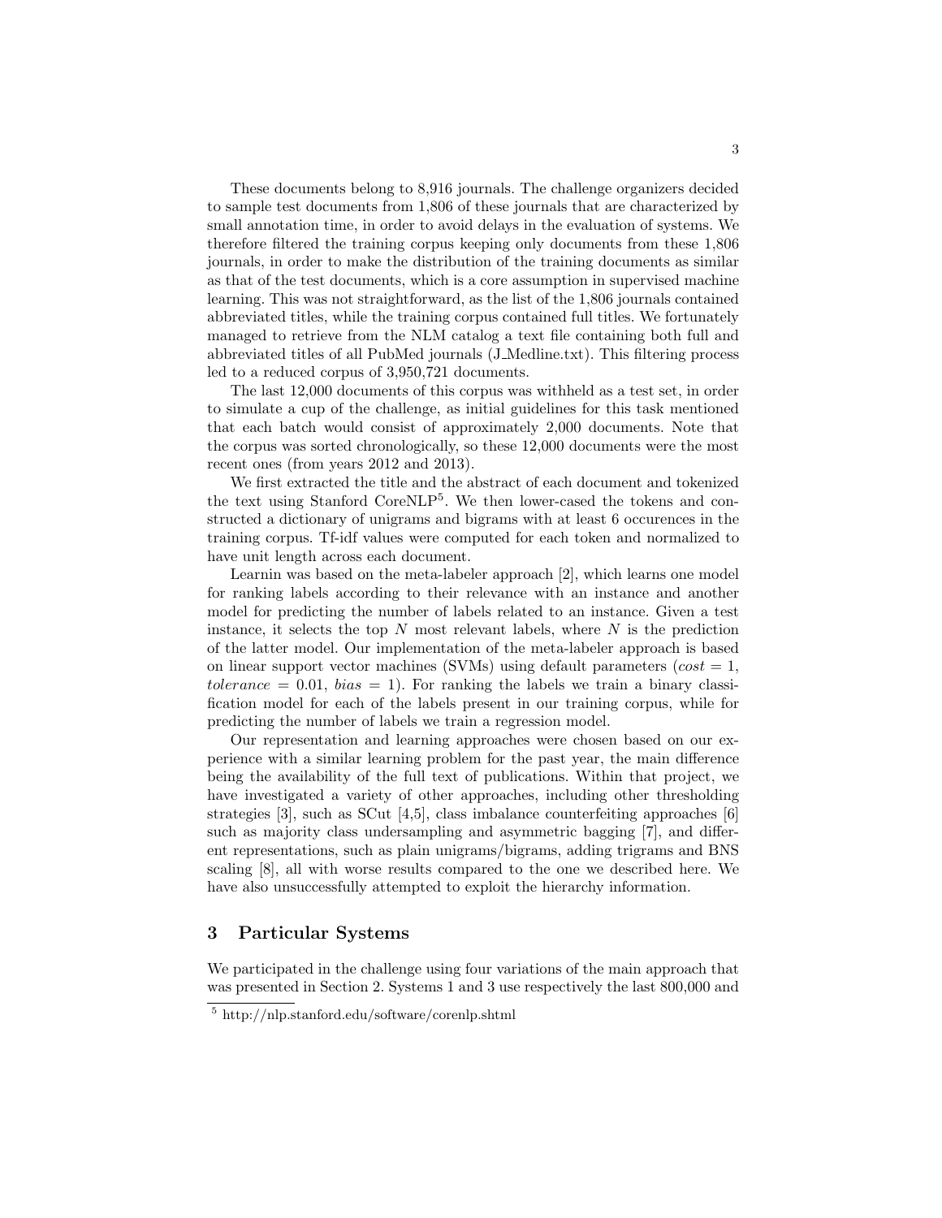These documents belong to 8,916 journals. The challenge organizers decided to sample test documents from 1,806 of these journals that are characterized by small annotation time, in order to avoid delays in the evaluation of systems. We therefore filtered the training corpus keeping only documents from these 1,806 journals, in order to make the distribution of the training documents as similar as that of the test documents, which is a core assumption in supervised machine learning. This was not straightforward, as the list of the 1,806 journals contained abbreviated titles, while the training corpus contained full titles. We fortunately managed to retrieve from the NLM catalog a text file containing both full and abbreviated titles of all PubMed journals (J_Medline.txt). This filtering process led to a reduced corpus of 3,950,721 documents.

The last 12,000 documents of this corpus was withheld as a test set, in order to simulate a cup of the challenge, as initial guidelines for this task mentioned that each batch would consist of approximately 2,000 documents. Note that the corpus was sorted chronologically, so these 12,000 documents were the most recent ones (from years 2012 and 2013).

We first extracted the title and the abstract of each document and tokenized the text using Stanford CoreNLP[5]. We then lower-cased the tokens and constructed a dictionary of unigrams and bigrams with at least 6 occurences in the training corpus. Tf-idf values were computed for each token and normalized to have unit length across each document.

Learnin was based on the meta-labeler approach [2], which learns one model for ranking labels according to their relevance with an instance and another model for predicting the number of labels related to an instance. Given a test instance, it selects the top $N$ most relevant labels, where $N$ is the prediction of the latter model. Our implementation of the meta-labeler approach is based on linear support vector machines (SVMs) using default parameters ($cost = 1$, $tolerance = 0.01$, $bias = 1$). For ranking the labels we train a binary classification model for each of the labels present in our training corpus, while for predicting the number of labels we train a regression model.

Our representation and learning approaches were chosen based on our experience with a similar learning problem for the past year, the main difference being the availability of the full text of publications. Within that project, we have investigated a variety of other approaches, including other thresholding strategies [3], such as SCut [4,5], class imbalance counterfeiting approaches [6] such as majority class undersampling and asymmetric bagging [7], and different representations, such as plain unigrams/bigrams, adding trigrams and BNS scaling [8], all with worse results compared to the one we described here. We have also unsuccessfully attempted to exploit the hierarchy information.

## 3 Particular Systems

We participated in the challenge using four variations of the main approach that was presented in Section 2. Systems 1 and 3 use respectively the last 800,000 and

[5] http://nlp.stanford.edu/software/corenlp.shtml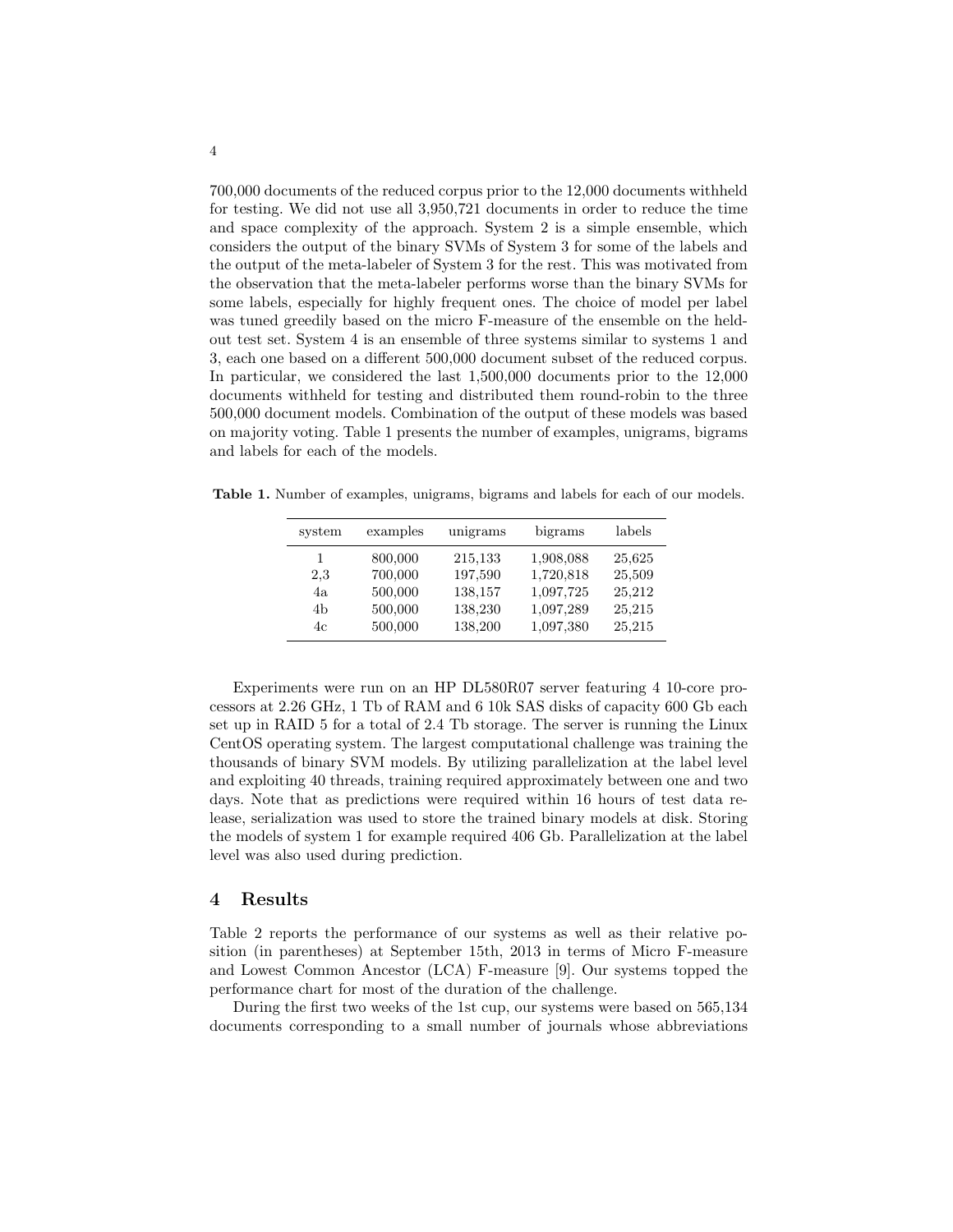700,000 documents of the reduced corpus prior to the 12,000 documents withheld for testing. We did not use all 3,950,721 documents in order to reduce the time and space complexity of the approach. System 2 is a simple ensemble, which considers the output of the binary SVMs of System 3 for some of the labels and the output of the meta-labeler of System 3 for the rest. This was motivated from the observation that the meta-labeler performs worse than the binary SVMs for some labels, especially for highly frequent ones. The choice of model per label was tuned greedily based on the micro F-measure of the ensemble on the held-out test set. System 4 is an ensemble of three systems similar to systems 1 and 3, each one based on a different 500,000 document subset of the reduced corpus. In particular, we considered the last 1,500,000 documents prior to the 12,000 documents withheld for testing and distributed them round-robin to the three 500,000 document models. Combination of the output of these models was based on majority voting. Table 1 presents the number of examples, unigrams, bigrams and labels for each of the models.

**Table 1.** Number of examples, unigrams, bigrams and labels for each of our models.

| system | examples | unigrams | bigrams | labels |
|---|---|---|---|---|
| 1 | 800,000 | 215,133 | 1,908,088 | 25,625 |
| 2,3 | 700,000 | 197,590 | 1,720,818 | 25,509 |
| 4a | 500,000 | 138,157 | 1,097,725 | 25,212 |
| 4b | 500,000 | 138,230 | 1,097,289 | 25,215 |
| 4c | 500,000 | 138,200 | 1,097,380 | 25,215 |

Experiments were run on an HP DL580R07 server featuring 4 10-core processors at 2.26 GHz, 1 Tb of RAM and 6 10k SAS disks of capacity 600 Gb each set up in RAID 5 for a total of 2.4 Tb storage. The server is running the Linux CentOS operating system. The largest computational challenge was training the thousands of binary SVM models. By utilizing parallelization at the label level and exploiting 40 threads, training required approximately between one and two days. Note that as predictions were required within 16 hours of test data release, serialization was used to store the trained binary models at disk. Storing the models of system 1 for example required 406 Gb. Parallelization at the label level was also used during prediction.

## 4 Results

Table 2 reports the performance of our systems as well as their relative position (in parentheses) at September 15th, 2013 in terms of Micro F-measure and Lowest Common Ancestor (LCA) F-measure [9]. Our systems topped the performance chart for most of the duration of the challenge.

During the first two weeks of the 1st cup, our systems were based on 565,134 documents corresponding to a small number of journals whose abbreviations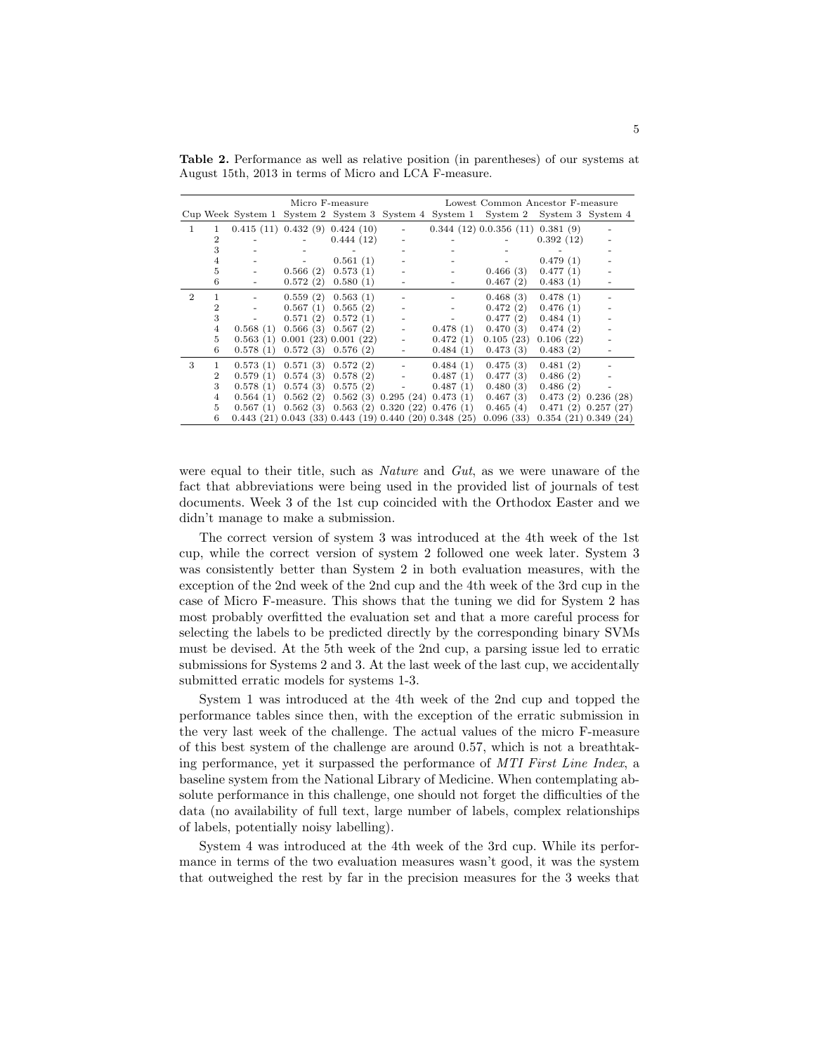**Table 2.** Performance as well as relative position (in parentheses) of our systems at August 15th, 2013 in terms of Micro and LCA F-measure.

| | | Micro F-measure | | | | Lowest Common Ancestor F-measure | | | |
|---|---|---|---|---|---|---|---|---|---|
| Cup | Week | System 1 | System 2 | System 3 | System 4 | System 1 | System 2 | System 3 | System 4 |
| 1 | 1 | 0.415 (11) | 0.432 (9) | 0.424 (10) | - | 0.344 (12) | 0.0.356 (11) | 0.381 (9) | - |
| | 2 | - | - | 0.444 (12) | - | - | - | 0.392 (12) | - |
| | 3 | - | - | - | - | - | - | - | - |
| | 4 | - | - | 0.561 (1) | - | - | - | 0.479 (1) | - |
| | 5 | - | 0.566 (2) | 0.573 (1) | - | - | 0.466 (3) | 0.477 (1) | - |
| | 6 | - | 0.572 (2) | 0.580 (1) | - | - | 0.467 (2) | 0.483 (1) | - |
| 2 | 1 | - | 0.559 (2) | 0.563 (1) | - | - | 0.468 (3) | 0.478 (1) | - |
| | 2 | - | 0.567 (1) | 0.565 (2) | - | - | 0.472 (2) | 0.476 (1) | - |
| | 3 | - | 0.571 (2) | 0.572 (1) | - | - | 0.477 (2) | 0.484 (1) | - |
| | 4 | 0.568 (1) | 0.566 (3) | 0.567 (2) | - | 0.478 (1) | 0.470 (3) | 0.474 (2) | - |
| | 5 | 0.563 (1) | 0.001 (23) | 0.001 (22) | - | 0.472 (1) | 0.105 (23) | 0.106 (22) | - |
| | 6 | 0.578 (1) | 0.572 (3) | 0.576 (2) | - | 0.484 (1) | 0.473 (3) | 0.483 (2) | - |
| 3 | 1 | 0.573 (1) | 0.571 (3) | 0.572 (2) | - | 0.484 (1) | 0.475 (3) | 0.481 (2) | - |
| | 2 | 0.579 (1) | 0.574 (3) | 0.578 (2) | - | 0.487 (1) | 0.477 (3) | 0.486 (2) | - |
| | 3 | 0.578 (1) | 0.574 (3) | 0.575 (2) | - | 0.487 (1) | 0.480 (3) | 0.486 (2) | - |
| | 4 | 0.564 (1) | 0.562 (2) | 0.562 (3) | 0.295 (24) | 0.473 (1) | 0.467 (3) | 0.473 (2) | 0.236 (28) |
| | 5 | 0.567 (1) | 0.562 (3) | 0.563 (2) | 0.320 (22) | 0.476 (1) | 0.465 (4) | 0.471 (2) | 0.257 (27) |
| | 6 | 0.443 (21) | 0.043 (33) | 0.443 (19) | 0.440 (20) | 0.348 (25) | 0.096 (33) | 0.354 (21) | 0.349 (24) |

were equal to their title, such as *Nature* and *Gut*, as we were unaware of the fact that abbreviations were being used in the provided list of journals of test documents. Week 3 of the 1st cup coincided with the Orthodox Easter and we didn't manage to make a submission.

The correct version of system 3 was introduced at the 4th week of the 1st cup, while the correct version of system 2 followed one week later. System 3 was consistently better than System 2 in both evaluation measures, with the exception of the 2nd week of the 2nd cup and the 4th week of the 3rd cup in the case of Micro F-measure. This shows that the tuning we did for System 2 has most probably overfitted the evaluation set and that a more careful process for selecting the labels to be predicted directly by the corresponding binary SVMs must be devised. At the 5th week of the 2nd cup, a parsing issue led to erratic submissions for Systems 2 and 3. At the last week of the last cup, we accidentally submitted erratic models for systems 1-3.

System 1 was introduced at the 4th week of the 2nd cup and topped the performance tables since then, with the exception of the erratic submission in the very last week of the challenge. The actual values of the micro F-measure of this best system of the challenge are around 0.57, which is not a breathtaking performance, yet it surpassed the performance of *MTI First Line Index*, a baseline system from the National Library of Medicine. When contemplating absolute performance in this challenge, one should not forget the difficulties of the data (no availability of full text, large number of labels, complex relationships of labels, potentially noisy labelling).

System 4 was introduced at the 4th week of the 3rd cup. While its performance in terms of the two evaluation measures wasn't good, it was the system that outweighed the rest by far in the precision measures for the 3 weeks that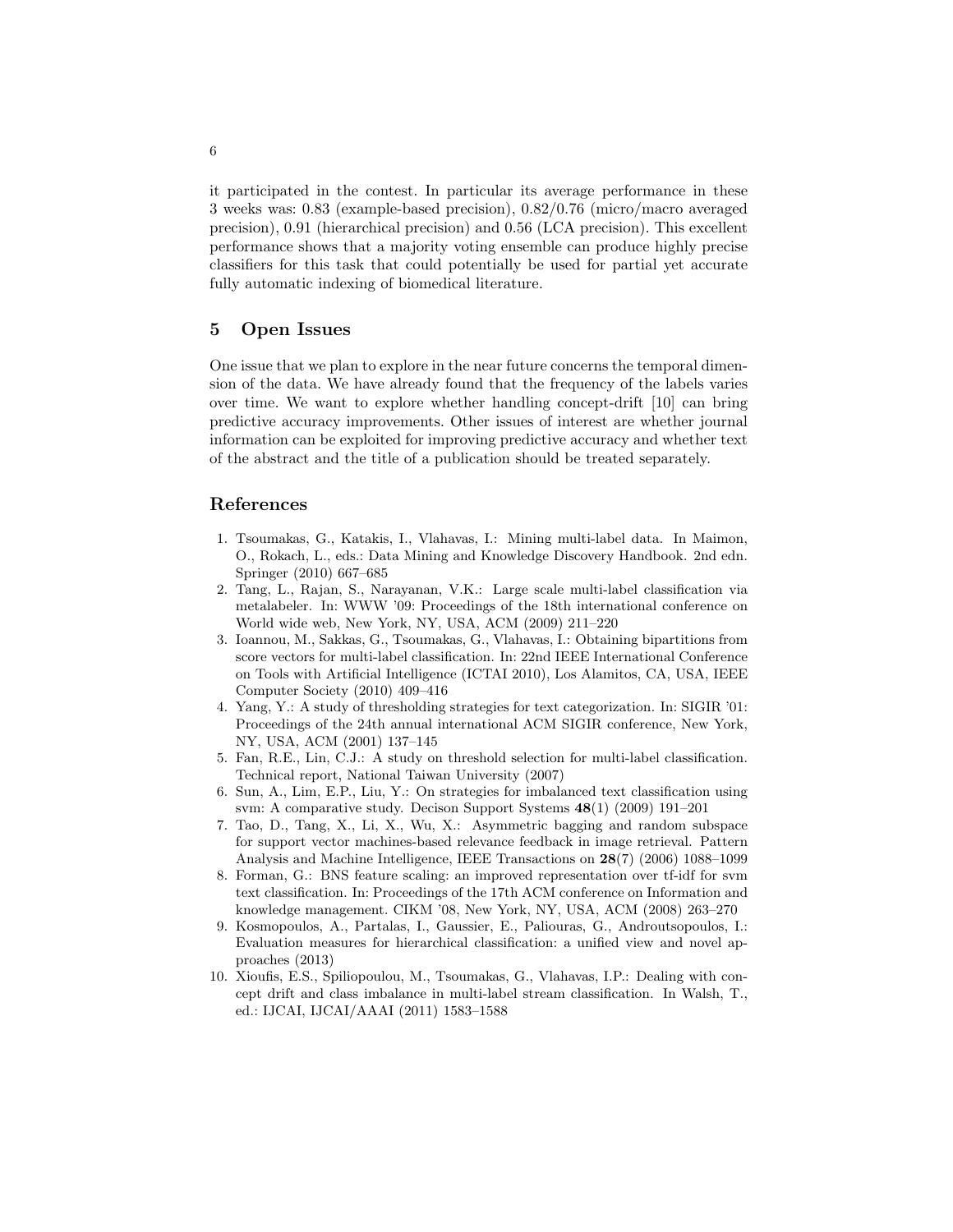it participated in the contest. In particular its average performance in these 3 weeks was: 0.83 (example-based precision), 0.82/0.76 (micro/macro averaged precision), 0.91 (hierarchical precision) and 0.56 (LCA precision). This excellent performance shows that a majority voting ensemble can produce highly precise classifiers for this task that could potentially be used for partial yet accurate fully automatic indexing of biomedical literature.

## 5 Open Issues

One issue that we plan to explore in the near future concerns the temporal dimension of the data. We have already found that the frequency of the labels varies over time. We want to explore whether handling concept-drift [10] can bring predictive accuracy improvements. Other issues of interest are whether journal information can be exploited for improving predictive accuracy and whether text of the abstract and the title of a publication should be treated separately.

## References

1. Tsoumakas, G., Katakis, I., Vlahavas, I.: Mining multi-label data. In Maimon, O., Rokach, L., eds.: Data Mining and Knowledge Discovery Handbook. 2nd edn. Springer (2010) 667–685
2. Tang, L., Rajan, S., Narayanan, V.K.: Large scale multi-label classification via metalabeler. In: WWW '09: Proceedings of the 18th international conference on World wide web, New York, NY, USA, ACM (2009) 211–220
3. Ioannou, M., Sakkas, G., Tsoumakas, G., Vlahavas, I.: Obtaining bipartitions from score vectors for multi-label classification. In: 22nd IEEE International Conference on Tools with Artificial Intelligence (ICTAI 2010), Los Alamitos, CA, USA, IEEE Computer Society (2010) 409–416
4. Yang, Y.: A study of thresholding strategies for text categorization. In: SIGIR '01: Proceedings of the 24th annual international ACM SIGIR conference, New York, NY, USA, ACM (2001) 137–145
5. Fan, R.E., Lin, C.J.: A study on threshold selection for multi-label classification. Technical report, National Taiwan University (2007)
6. Sun, A., Lim, E.P., Liu, Y.: On strategies for imbalanced text classification using svm: A comparative study. Decison Support Systems **48**(1) (2009) 191–201
7. Tao, D., Tang, X., Li, X., Wu, X.: Asymmetric bagging and random subspace for support vector machines-based relevance feedback in image retrieval. Pattern Analysis and Machine Intelligence, IEEE Transactions on **28**(7) (2006) 1088–1099
8. Forman, G.: BNS feature scaling: an improved representation over tf-idf for svm text classification. In: Proceedings of the 17th ACM conference on Information and knowledge management. CIKM '08, New York, NY, USA, ACM (2008) 263–270
9. Kosmopoulos, A., Partalas, I., Gaussier, E., Paliouras, G., Androutsopoulos, I.: Evaluation measures for hierarchical classification: a unified view and novel approaches (2013)
10. Xioufis, E.S., Spiliopoulou, M., Tsoumakas, G., Vlahavas, I.P.: Dealing with concept drift and class imbalance in multi-label stream classification. In Walsh, T., ed.: IJCAI, IJCAI/AAAI (2011) 1583–1588